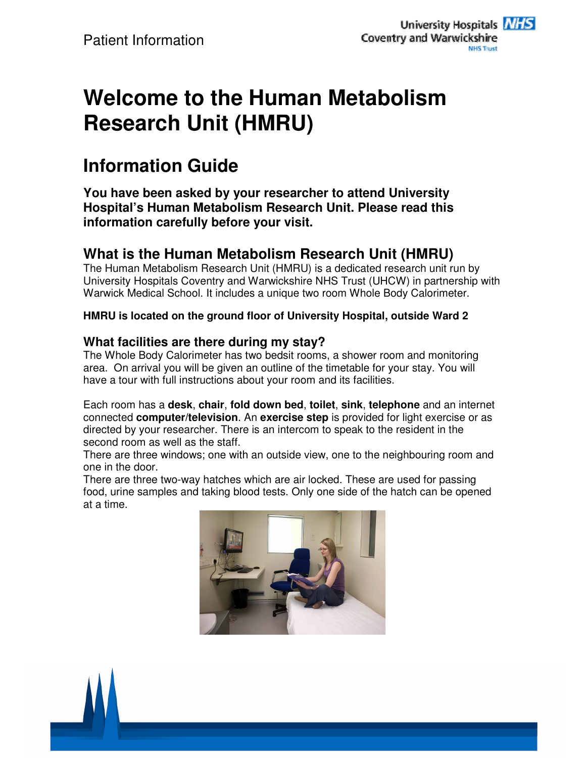Patient Information

# Welcome to the Human Metabolism Research Unit (HMRU)

## Information Guide

**You have been asked by your researcher to attend University Hospital's Human Metabolism Research Unit. Please read this information carefully before your visit.**

### What is the Human Metabolism Research Unit (HMRU)

The Human Metabolism Research Unit (HMRU) is a dedicated research unit run by University Hospitals Coventry and Warwickshire NHS Trust (UHCW) in partnership with Warwick Medical School. It includes a unique two room Whole Body Calorimeter.

**HMRU is located on the ground floor of University Hospital, outside Ward 2**

### What facilities are there during my stay?

The Whole Body Calorimeter has two bedsit rooms, a shower room and monitoring area. On arrival you will be given an outline of the timetable for your stay. You will have a tour with full instructions about your room and its facilities.

Each room has a **desk**, **chair**, **fold down bed**, **toilet**, **sink**, **telephone** and an internet connected **computer/television**. An **exercise step** is provided for light exercise or as directed by your researcher. There is an intercom to speak to the resident in the second room as well as the staff.

There are three windows; one with an outside view, one to the neighbouring room and one in the door.

There are three two-way hatches which are air locked. These are used for passing food, urine samples and taking blood tests. Only one side of the hatch can be opened at a time.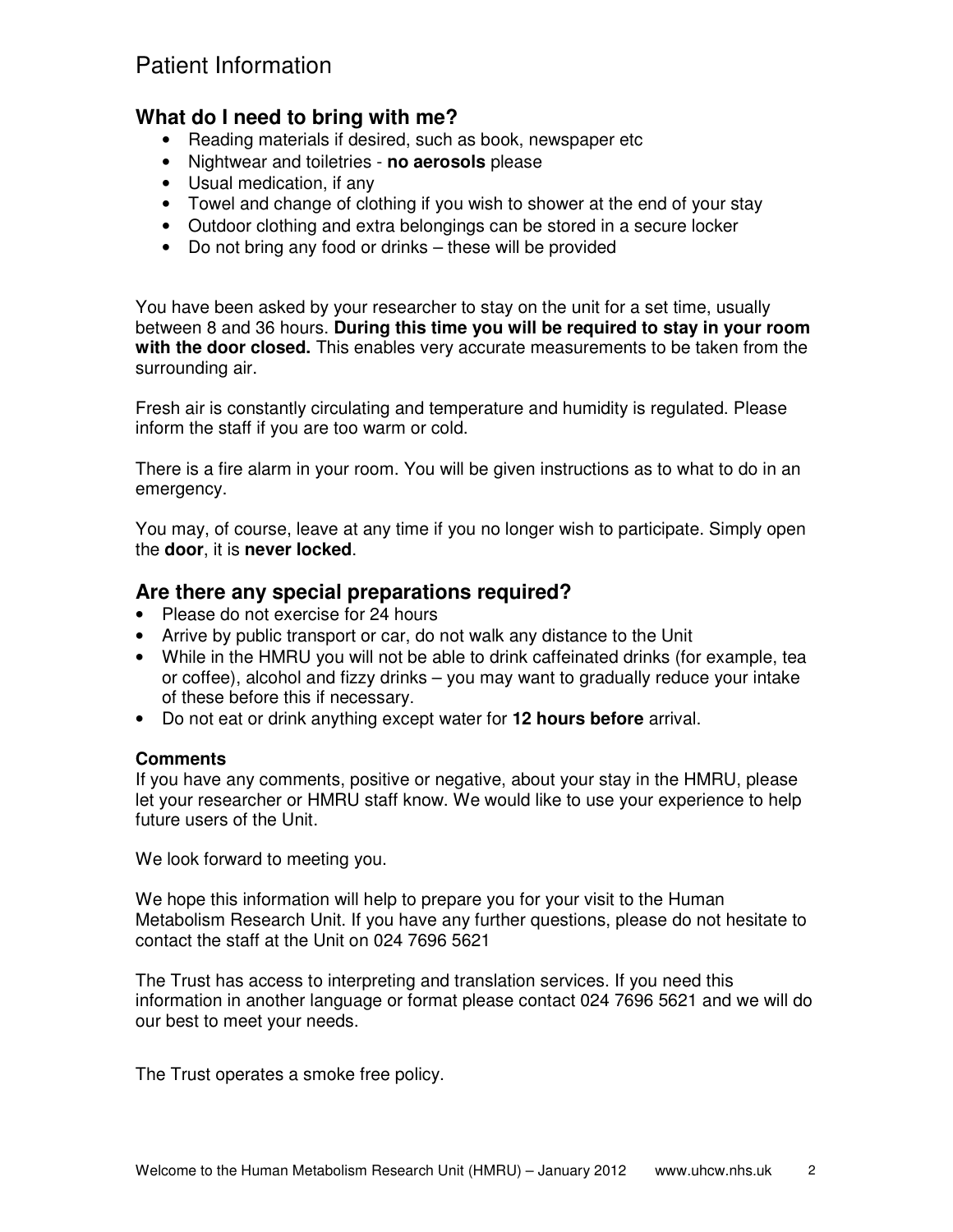## What do I need to bring with me?

- Reading materials if desired, such as book, newspaper etc
- Nightwear and toiletries - **no aerosols** please
- Usual medication, if any
- Towel and change of clothing if you wish to shower at the end of your stay
- Outdoor clothing and extra belongings can be stored in a secure locker
- Do not bring any food or drinks – these will be provided

You have been asked by your researcher to stay on the unit for a set time, usually between 8 and 36 hours. **During this time you will be required to stay in your room with the door closed.** This enables very accurate measurements to be taken from the surrounding air.

Fresh air is constantly circulating and temperature and humidity is regulated. Please inform the staff if you are too warm or cold.

There is a fire alarm in your room. You will be given instructions as to what to do in an emergency.

You may, of course, leave at any time if you no longer wish to participate. Simply open the **door**, it is **never locked**.

## Are there any special preparations required?

- Please do not exercise for 24 hours
- Arrive by public transport or car, do not walk any distance to the Unit
- While in the HMRU you will not be able to drink caffeinated drinks (for example, tea or coffee), alcohol and fizzy drinks – you may want to gradually reduce your intake of these before this if necessary.
- Do not eat or drink anything except water for **12 hours before** arrival.

### Comments

If you have any comments, positive or negative, about your stay in the HMRU, please let your researcher or HMRU staff know. We would like to use your experience to help future users of the Unit.

We look forward to meeting you.

We hope this information will help to prepare you for your visit to the Human Metabolism Research Unit. If you have any further questions, please do not hesitate to contact the staff at the Unit on 024 7696 5621

The Trust has access to interpreting and translation services. If you need this information in another language or format please contact 024 7696 5621 and we will do our best to meet your needs.

The Trust operates a smoke free policy.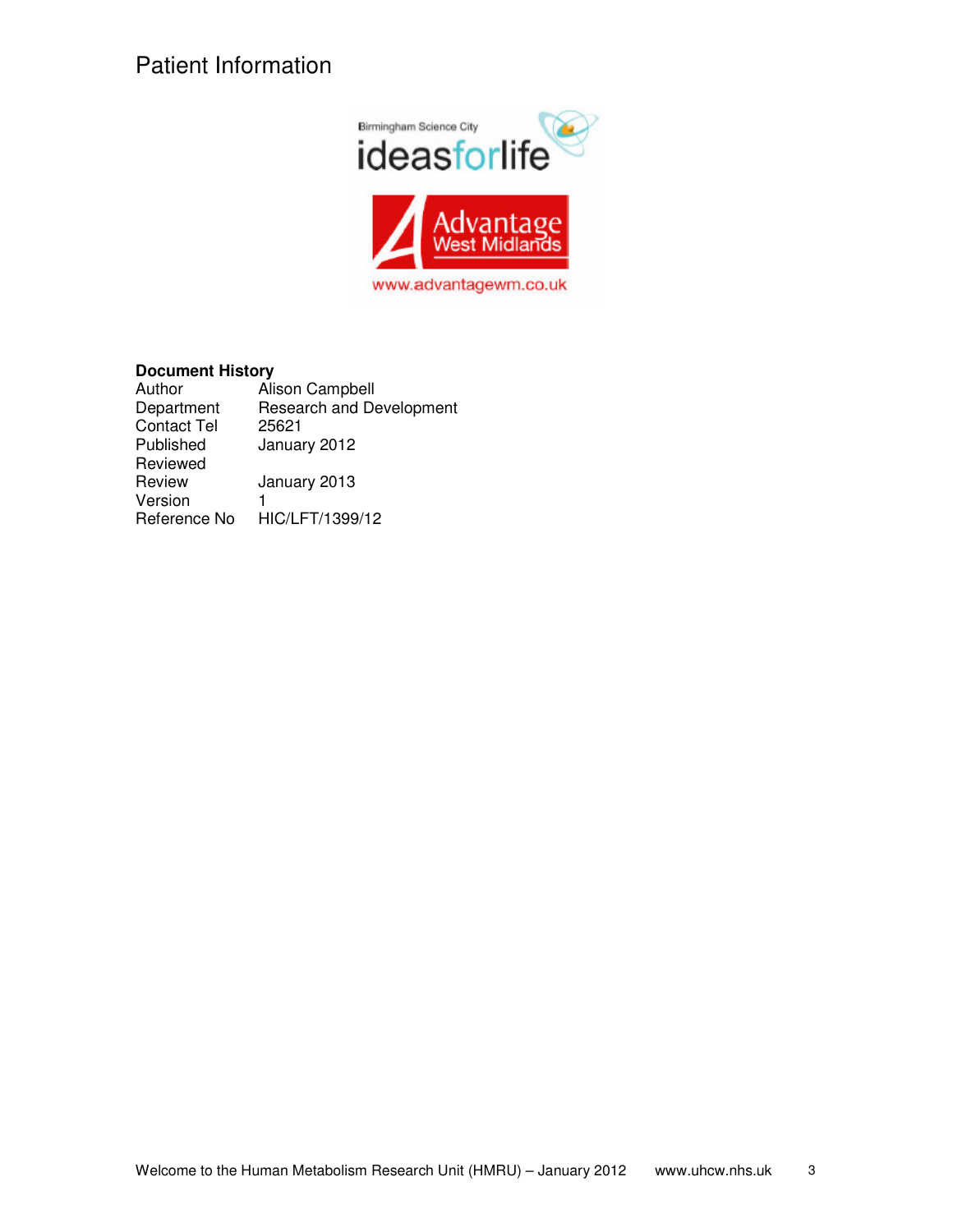# Patient Information

**Document History**

| | |
|---|---|
| Author | Alison Campbell |
| Department | Research and Development |
| Contact Tel | 25621 |
| Published | January 2012 |
| Reviewed | |
| Review | January 2013 |
| Version | 1 |
| Reference No | HIC/LFT/1399/12 |